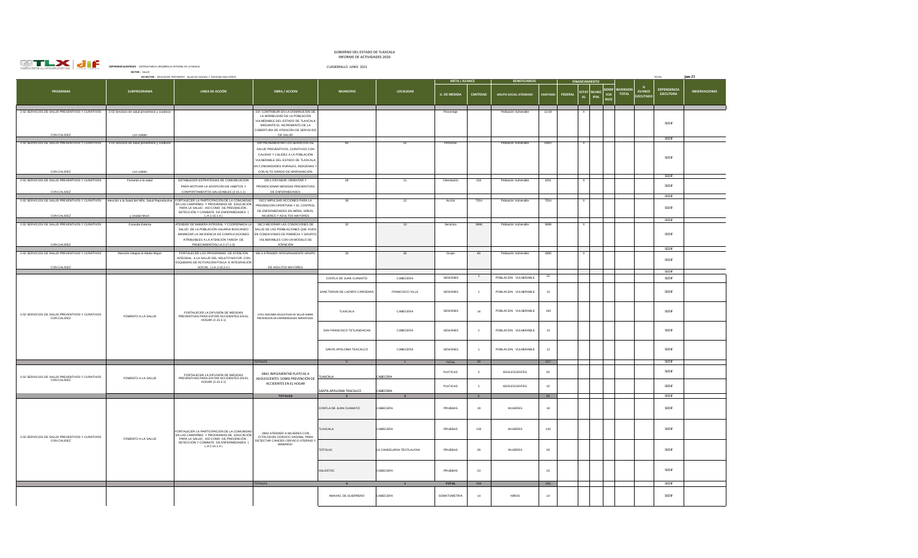GOBIERNO DEL ESTADO DE TLAXCALA
INFORME DE ACTIVIDADES 2020

DEPENDENCIA/ENTIDAD: SISTEMA PARA EL DESARROLLO INTEGRAL DE LA FAMILIA

CUADERNILLO JUNIO 2021

SECTOR: SALUD

EJE RECTOR: EDUCACIÓN PERTINENTE, SALUD DE CALIDAD Y SOCIEDAD INCLUYENTE

FECHA: jun-21

| PROGRAMA | SUBPROGRAMA | LINEA DE ACCIÓN | OBRA / ACCION | MUNICIPIO | LOCALIDAD | META / AVANCE | | BENEFICIARIOS | | FINANCIAMIENTO | | | | INVERSION TOTAL | % AVANCE EJECUTADO | DEPENDENCIA EJECUTORA | OBSERVACIONES |
|---|---|---|---|---|---|---|---|---|---|---|---|---|---|---|---|---|---|
| | | | | | | U. DE MEDIDA | CANTIDAD | GRUPO SOCIAL ATENDIDO | CANTIDAD | FEDERAL | ESTATAL | MUNICIPAL | BENEFICIARIOS | | | | |
| 2-02 SERVICIOS DE SALUD PREVENTIVOS Y CURATIVOS CON CALIDEZ | 2-02 Servicios de salud preventivos y curativos con calidez | | 01F CONTRIBUIR EN LA DISMINUCIÓN DE LA MORBILIDAD DE LA POBLACIÓN VULNERABLE DEL ESTADO DE TLAXCALA MEDIANTE EL INCREMENTO DE LA COBERTURA DE ATENCIÓN DE SERVICIOS DE SALUD | | | Porcentaje | | Población Vulnerable | 13.69 | | X | | | | | SEDIF | |
| 2-02 SERVICIOS DE SALUD PREVENTIVOS Y CURATIVOS CON CALIDEZ | 2-02 Servicios de salud preventivos y curativos con calidez | | 02P INCREMENTAR LOS SERVICIOS DE SALUD PREVENTIVOS, CURATIVOS CON CALIDAD Y CALIDEZ A LA POBLACIÓN VULNERABLE DEL ESTADO DE TLAXCALA EN COMUNIDADES RURALES, INDIGENAS Y CON ALTO GRADO DE MARGINACIÓN | 60 | 52 | Personas | | Población Vulnerable | 13607 | | X | | | | | SEDIF | |
| 2-02 SERVICIOS DE SALUD PREVENTIVOS Y CURATIVOS CON CALIDEZ | Fomento a la salud | ESTABLECER ESTRATEGIAS DE COMUNICACIÓN PARA MOTIVAR LA ADOPCIÓN DE HABITOS Y COMPORTAMIENTOS SALUDABLES (2.15.1.1) | 03C1 DIFUNDIR, ORIENTAR Y PROMOCIONAR MEDIDAS PREVENTIVAS DE ENFERMEDADES | 28 | 11 | Orientación | 150 | Población Vulnerable | 1631 | | X | | | | | SEDIF | |
| 2-02 SERVICIOS DE SALUD PREVENTIVOS Y CURATIVOS CON CALIDEZ | Atención a la Salud del Niño, Salud Reproductiva y Unidad Movil. | FORTALECER LA PARTICIPACIÓN DE LA COMUNIDAD EN LAS CAMPAÑAS Y PROGRAMAS DE EDUCACIÓN PARA LA SALUD, ASÍ COMO DE PREVENCIÓN, DETECCIÓN Y COMBATE DE ENFERMEDADES ( L.A.2.15.1.4 ) | 04C2 IMPULSAR ACCIONES PARA LA PREVENCIÓN OPORTUNA Y EL CONTROL DE ENFERMEDADES EN NIÑAS, NIÑOS, MUJERES Y ADULTOS MAYORES | 36 | 12 | Acción | 7054 | Población Vulnerable | 7054 | | X | | | | | SEDIF | |
| 2-02 SERVICIOS DE SALUD PREVENTIVOS Y CURATIVOS CON CALIDEZ | Consulta Externa | ATENDER DE MANERA INTEGRAL Y COORDINADA LA SALUD DE LA POBLACIÓN USUARIA BUSCANDO MINIMIZAR LA INCIDENCIA DE COMPLICACIONES ATRIBUIBLES A LA ATENCIÓN TARDÍA DE PADECIMIENTOS( L.A.2.17.1.3) | 05C3 MEJORAR LAS CONDICIONES DE SALUD DE LAS POBLACIONES QUE VIVEN EN CONDICIONES DE POBREZA Y GRUPOS VULNERABLES CON UN MODELO DE ATENCIÓN | 32 | 13 | Servicios | 3888 | Población Vulnerable | 3888 | | X | | | | | SEDIF | |
| 2-02 SERVICIOS DE SALUD PREVENTIVOS Y CURATIVOS CON CALIDEZ | Atención Integral al Adulto Mayor | FORTALECER LOS PROGRAMAS DE ATENCIÓN INTEGRAL A LA SALUD DEL ADULTO MAYOR CON ESQUEMAS DE ACTIVACIÓN FÍSICA E INTEGRACIÓN SOCIAL ( L.A.2.19.3.4 ) | 06C4 ATENDER INTEGRALMENTE GRUPO DE ADULTOS MAYORES | 25 | 25 | Grupo | 60 | Población Vulnerable | 1800 | | X | | | | | SEDIF | |
| 2-02 SERVICIOS DE SALUD PREVENTIVOS Y CURATIVOS CON CALIDEZ | FOMENTO A LA SALUD | FORTALECER LA DIFUSIÓN DE MEDIDAS PREVENTIVAS PARA EVITAR ACCIDENTES EN EL HOGAR (2.15.3.1) | 07A1 SESIONES EDUCATIVAS DE SALUD SOBRE PREVENCIÓN DE ENFERMEDADES IMPARTIDAS. | CONTLA DE JUAN CUAMATZI | CABECERA | SESIONES | 1 | POBLACION VULNERABLE | 15 | | | | | | | SEDIF | |
| | | | | SANCTORUM DE LAZARO CARDENAS | FRANCISCO VILLA | SESIONES | 1 | POBLACION VULNERABLE | 15 | | | | | | | SEDIF | |
| | | | | TLAXCALA | CABECERA | SESIONES | 16 | POBLACION VULNERABLE | 160 | | | | | | | SEDIF | |
| | | | | SAN FRANCISCO TETLANOHCAN | CABECERA | SESIONES | 1 | POBLACION VULNERABLE | 15 | | | | | | | SEDIF | |
| | | | | SANTA APOLONIA TEACALCO | CABECERA | SESIONES | 1 | POBLACION VULNERABLE | 12 | | | | | | | SEDIF | |
| | | | TOTALES | 5 | 1 | TOTAL | 20 | | 217 | | | | | | | SEDIF | |
| 2-02 SERVICIOS DE SALUD PREVENTIVOS Y CURATIVOS CON CALIDEZ | FOMENTO A LA SALUD | FORTALECER LA DIFUSIÓN DE MEDIDAS PREVENTIVAS PARA EVITAR ACCIDENTES EN EL HOGAR (2.15.3.1) | 08A1 IMPLEMENTAR PLATICAS A ADOLESCENTES SOBRE PREVENCIÓN DE ACCIDENTES EN EL HOGAR | TLAXCALA | CABECERA | PLATICAS | 5 | ADOLESCENTES | 50 | | | | | | | SEDIF | |
| | | | | SANTA APOLONIA TEACALCO | CABECERA | PLATICAS | 1 | ADOLESCENTES | 10 | | | | | | | SEDIF | |
| | | | TOTALES | 2 | 0 | | 6 | | 60 | | | | | | | SEDIF | |
| 2-02 SERVICIOS DE SALUD PREVENTIVOS Y CURATIVOS CON CALIDEZ | FOMENTO A LA SALUD | FORTALECER LA PARTICIPACIÓN DE LA COMUNIDAD EN LAS CAMPAÑAS Y PROGRAMAS DE EDUCACIÓN PARA LA SALUD, ASÍ COMO DE PREVENCIÓN, DETECCIÓN Y COMBATE DE ENFERMEDADES ( L.A.2.15.1.4 ) | 09A2 ATENDER A MUJERES CON CITOLOGIAS CERVICO VAGINAL PARA DETECTAR CANCER CERVICO UTERINO Y MAMARIO. | CONTLA DE JUAN CUAMATZI | CABECERA | PRUEBAS | 19 | MUJERES | 19 | | | | | | | SEDIF | |
| | | | | TLAXCALA | CABECERA | PRUEBAS | 130 | MUJERES | 130 | | | | | | | SEDIF | |
| | | | | TOTOLAC | LA CANDELARIA TEOTLALPAN | PRUEBAS | 28 | MUJERES | 28 | | | | | | | SEDIF | |
| | | | | XALOSTOC | CABECERA | PRUEBAS | 23 | | 23 | | | | | | | SEDIF | |
| | | | TOTALES | 4 | 1 | TOTAL | 200 | | 200 | | | | | | | SEDIF | |
| | | | | AMAXAC DE GUERRERO | CABECERA | SOMATOMETRIA | 14 | NIÑOS | 14 | | | | | | | SEDIF | |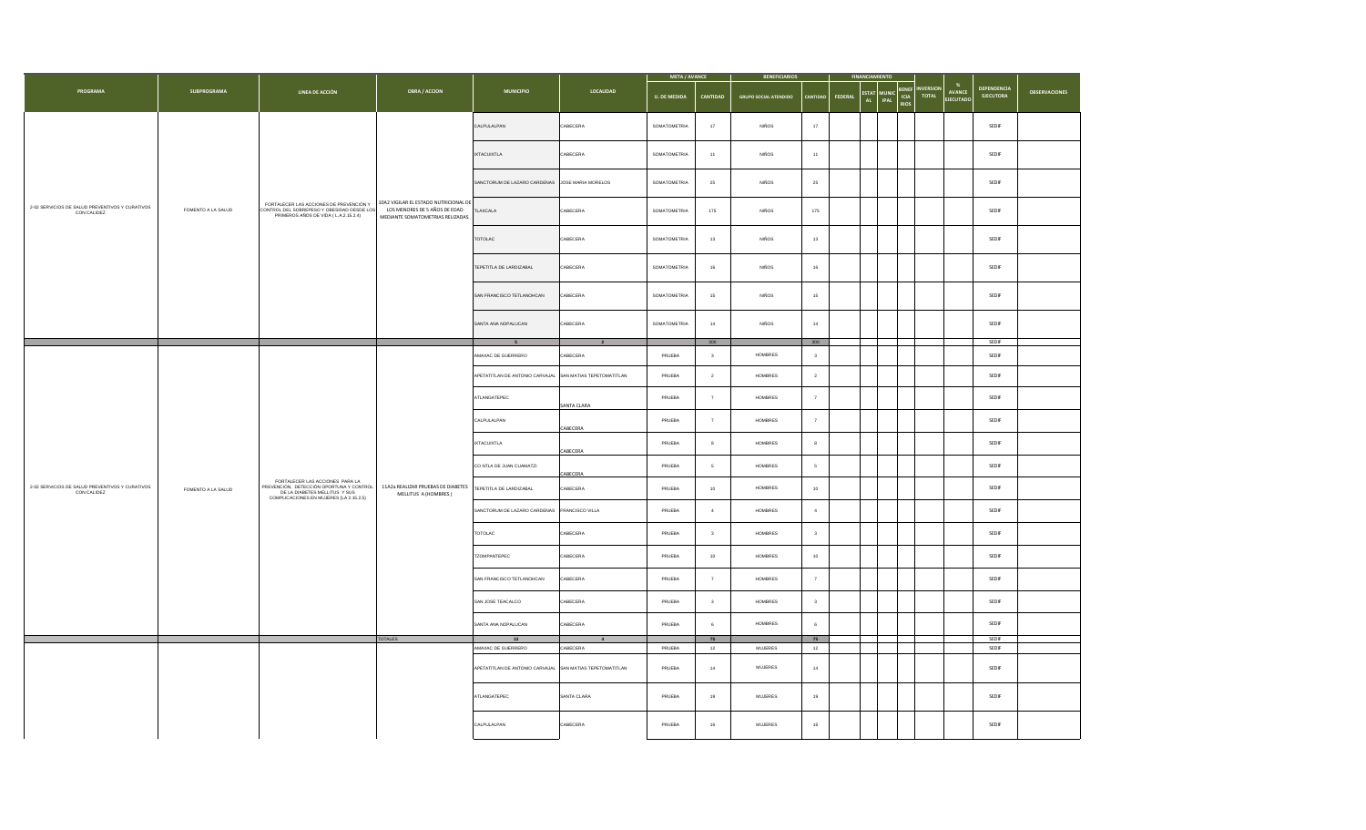| PROGRAMA | SUBPROGRAMA | LINEA DE ACCIÓN | OBRA / ACCION | MUNICIPIO | LOCALIDAD | META / AVANCE | | BENEFICIARIOS | | FINANCIAMIENTO | | | | INVERSION TOTAL | % AVANCE EJECUTADO | DEPENDENCIA EJECUTORA | OBSERVACIONES |
|---|---|---|---|---|---|---|---|---|---|---|---|---|---|---|---|---|---|
| | | | | | | U. DE MEDIDA | CANTIDAD | GRUPO SOCIAL ATENDIDO | CANTIDAD | FEDERAL | ESTATAL | MUNICIPAL | BENEFICIARIOS | | | | |
| 2-02 SERVICIOS DE SALUD PREVENTIVOS Y CURATIVOS CON CALIDEZ | FOMENTO A LA SALUD | FORTALECER LAS ACCIONES DE PREVENCIÓN Y CONTROL DEL SOBREPESO Y OBESIDAD DESDE LOS PRIMEROS AÑOS DE VIDA ( L.A.2.15.2.4) | 10A2 VIGILAR EL ESTADO NUTRICIONAL DE LOS MENORES DE 5 AÑOS DE EDAD MEDIANTE SOMATOMETRIAS RELIZADAS. | CALPULALPAN | CABECERA | SOMATOMETRIA | 17 | NIÑOS | 17 | | | | | | | SEDIF | |
| | | | | IXTACUIXTLA | CABECERA | SOMATOMETRIA | 11 | NIÑOS | 11 | | | | | | | SEDIF | |
| | | | | SANCTORUM DE LAZARO CARDENAS | JOSE MARIA MORELOS | SOMATOMETRIA | 25 | NIÑOS | 25 | | | | | | | SEDIF | |
| | | | | TLAXCALA | CABECERA | SOMATOMETRIA | 175 | NIÑOS | 175 | | | | | | | SEDIF | |
| | | | | TOTOLAC | CABECERA | SOMATOMETRIA | 13 | NIÑOS | 13 | | | | | | | SEDIF | |
| | | | | TEPETITLA DE LARDIZABAL | CABECERA | SOMATOMETRIA | 16 | NIÑOS | 16 | | | | | | | SEDIF | |
| | | | | SAN FRANCISCO TETLANOHCAN | CABECERA | SOMATOMETRIA | 15 | NIÑOS | 15 | | | | | | | SEDIF | |
| | | | | SANTA ANA NOPALUCAN | CABECERA | SOMATOMETRIA | 14 | NIÑOS | 14 | | | | | | | SEDIF | |
| | | | | 5 | 2 | | 300 | | 300 | | | | | | | SEDIF | |
| 2-02 SERVICIOS DE SALUD PREVENTIVOS Y CURATIVOS CON CALIDEZ | FOMENTO A LA SALUD | FORTALECER LAS ACCIONES PARA LA PREVENCIÓN, DETECCIÓN OPORTUNA Y CONTROL DE LA DIABETES MELLITUS Y SUS COMPLICACIONES EN MUJERES (LA 2.15.2.5) | 11A2a REALIZAR PRUEBAS DE DIABETES MELLITUS A (HOMBRES) | AMAXAC DE GUERRERO | CABECERA | PRUEBA | 3 | HOMBRES | 3 | | | | | | | SEDIF | |
| | | | | APETATITLAN DE ANTONIO CARVAJAL | SAN MATIAS TEPETOMATITLAN | PRUEBA | 2 | HOMBRES | 2 | | | | | | | SEDIF | |
| | | | | ATLANGATEPEC | SANTA CLARA | PRUEBA | 7 | HOMBRES | 7 | | | | | | | SEDIF | |
| | | | | CALPULALPAN | CABECERA | PRUEBA | 7 | HOMBRES | 7 | | | | | | | SEDIF | |
| | | | | IXTACUIXTLA | CABECERA | PRUEBA | 8 | HOMBRES | 8 | | | | | | | SEDIF | |
| | | | | CONTLA DE JUAN CUAMATZI | CABECERA | PRUEBA | 5 | HOMBRES | 5 | | | | | | | SEDIF | |
| | | | | TEPETITLA DE LARDIZABAL | CABECERA | PRUEBA | 10 | HOMBRES | 10 | | | | | | | SEDIF | |
| | | | | SANCTORUM DE LAZARO CARDENAS | FRANCISCO VILLA | PRUEBA | 4 | HOMBRES | 4 | | | | | | | SEDIF | |
| | | | | TOTOLAC | CABECERA | PRUEBA | 3 | HOMBRES | 3 | | | | | | | SEDIF | |
| | | | | TZOMPANTEPEC | CABECERA | PRUEBA | 10 | HOMBRES | 10 | | | | | | | SEDIF | |
| | | | | SAN FRANCISCO TETLANOHCAN | CABECERA | PRUEBA | 7 | HOMBRES | 7 | | | | | | | SEDIF | |
| | | | | SAN JOSE TEACALCO | CABECERA | PRUEBA | 3 | HOMBRES | 3 | | | | | | | SEDIF | |
| | | | | SANTA ANA NOPALUCAN | CABECERA | PRUEBA | 6 | HOMBRES | 6 | | | | | | | SEDIF | |
| | | | TOTALES | 13 | 4 | | 75 | | 75 | | | | | | | SEDIF | |
| | | | | AMAXAC DE GUERRERO | CABECERA | PRUEBA | 12 | MUJERES | 12 | | | | | | | SEDIF | |
| | | | | APETATITLAN DE ANTONIO CARVAJAL | SAN MATIAS TEPETOMATITLAN | PRUEBA | 14 | MUJERES | 14 | | | | | | | SEDIF | |
| | | | | ATLANGATEPEC | SANTA CLARA | PRUEBA | 19 | MUJERES | 19 | | | | | | | SEDIF | |
| | | | | CALPULALPAN | CABECERA | PRUEBA | 16 | MUJERES | 16 | | | | | | | SEDIF | |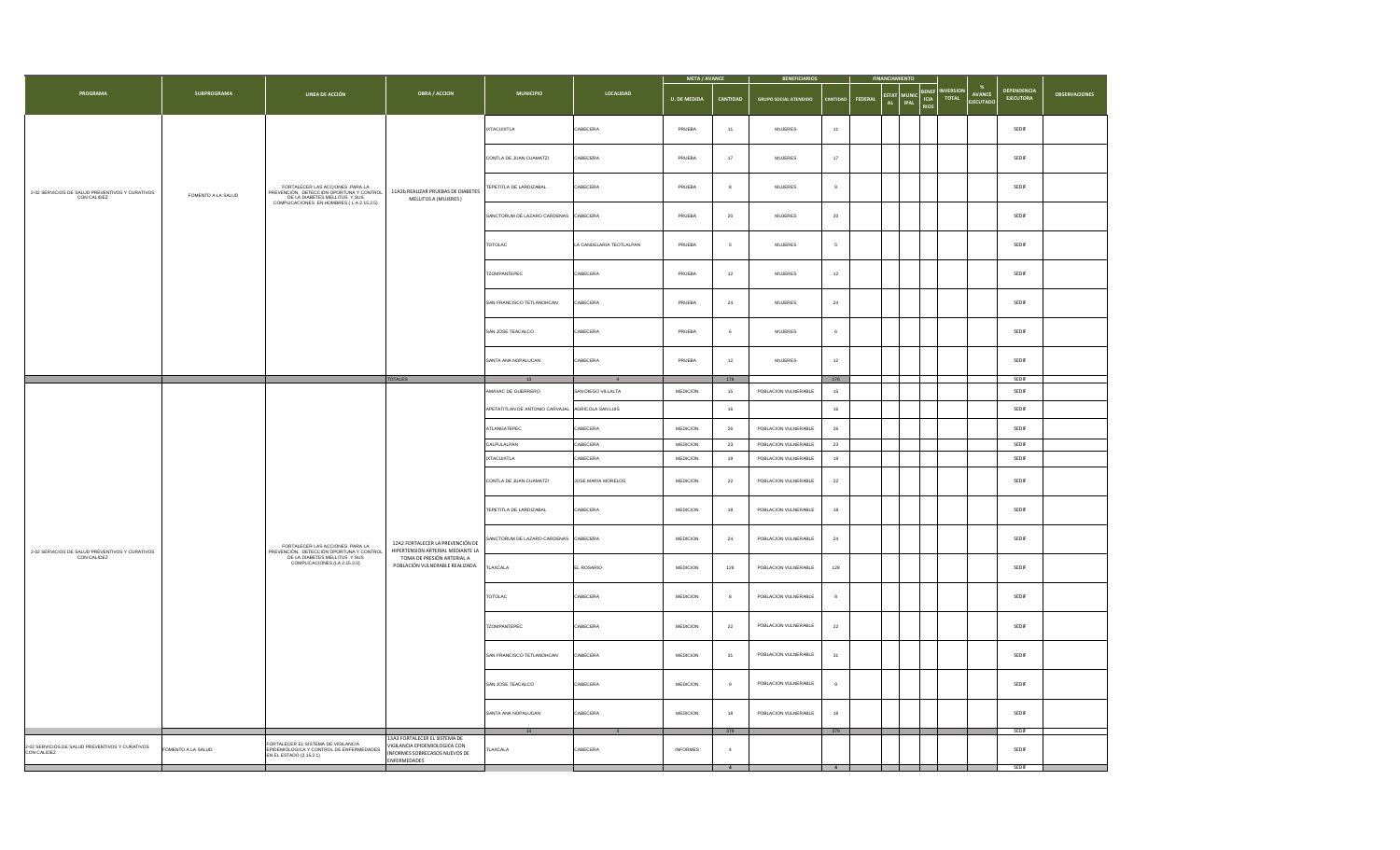| PROGRAMA | SUBPROGRAMA | LINEA DE ACCIÓN | OBRA / ACCION | MUNICIPIO | LOCALIDAD | META / AVANCE | | BENEFICIARIOS | | FINANCIAMIENTO | | | | INVERSION TOTAL | % AVANCE EJECUTADO | DEPENDENCIA EJECUTORA | OBSERVACIONES |
|---|---|---|---|---|---|---|---|---|---|---|---|---|---|---|---|---|---|
| | | | | | | U. DE MEDIDA | CANTIDAD | GRUPO SOCIAL ATENDIDO | CANTIDAD | FEDERAL | ESTATAL | MUNICIPAL | BENEFICIARIOS | | | | |
| 2-02 SERVICIOS DE SALUD PREVENTIVOS Y CURATIVOS CON CALIDEZ | FOMENTO A LA SALUD | FORTALECER LAS ACCIONES PARA LA PREVENCIÓN, DETECCIÓN OPORTUNA Y CONTROL DE LA DIABETES MELLITUS Y SUS COMPLICACIONES EN HOMBRES ( L.A 2.15.2.5) | 11A2b REALIZAR PRUEBAS DE DIABETES MELLITUS A (MUJERES ) | IXTACUIXTLA | CABECERA | PRUEBA | 11 | MUJERES | 11 | | | | | | | SEDIF | |
| | | | | CONTLA DE JUAN CUAMATZI | CABECERA | PRUEBA | 17 | MUJERES | 17 | | | | | | | SEDIF | |
| | | | | TEPETITLA DE LARDIZABAL | CABECERA | PRUEBA | 8 | MUJERES | 8 | | | | | | | SEDIF | |
| | | | | SANCTORUM DE LAZARO CARDENAS | CABECERA | PRUEBA | 20 | MUJERES | 20 | | | | | | | SEDIF | |
| | | | | TOTOLAC | LA CANDELARIA TEOTLALPAN | PRUEBA | 5 | MUJERES | 5 | | | | | | | SEDIF | |
| | | | | TZOMPANTEPEC | CABECERA | PRUEBA | 12 | MUJERES | 12 | | | | | | | SEDIF | |
| | | | | SAN FRANCISCO TETLANOHCAN | CABECERA | PRUEBA | 24 | MUJERES | 24 | | | | | | | SEDIF | |
| | | | | SAN JOSE TEACALCO | CABECERA | PRUEBA | 6 | MUJERES | 6 | | | | | | | SEDIF | |
| | | | | SANTA ANA NOPALUCAN | CABECERA | PRUEBA | 12 | MUJERES | 12 | | | | | | | SEDIF | |
| | | | TOTALES | 13 | 9 | | 176 | | 176 | | | | | | | SEDIF | |
| 2-02 SERVICIOS DE SALUD PREVENTIVOS Y CURATIVOS CON CALIDEZ | | FORTALECER LAS ACCIONES PARA LA PREVENCIÓN, DETECCIÓN OPORTUNA Y CONTROL DE LA DIABETES MELLITUS Y SUS COMPLICACIONES (LA 2.15.2.5) | 12A2 FORTALECER LA PREVENCIÓN DE HIPERTENSIÓN ARTERIAL MEDIANTE LA TOMA DE PRESIÓN ARTERIAL A POBLACIÓN VULNERABLE REALIZADA. | AMAXAC DE GUERRERO | SAN DIEGO VILLALTA | MEDICION | 15 | POBLACION VULNERABLE | 15 | | | | | | | SEDIF | |
| | | | | APETATITLAN DE ANTONIO CARVAJAL | AGRICOLA SAN LUIS | | 16 | | 16 | | | | | | | SEDIF | |
| | | | | ATLANGATEPEC | CABECERA | MEDICION | 26 | POBLACION VULNERABLE | 26 | | | | | | | SEDIF | |
| | | | | CALPULALPAN | CABECERA | MEDICION | 23 | POBLACION VULNERABLE | 23 | | | | | | | SEDIF | |
| | | | | IXTACUIXTLA | CABECERA | MEDICION | 19 | POBLACION VULNERABLE | 19 | | | | | | | SEDIF | |
| | | | | CONTLA DE JUAN CUAMATZI | JOSE MARIA MORELOS | MEDICION | 22 | POBLACION VULNERABLE | 22 | | | | | | | SEDIF | |
| | | | | TEPETITLA DE LARDIZABAL | CABECERA | MEDICION | 18 | POBLACION VULNERABLE | 18 | | | | | | | SEDIF | |
| | | | | SANCTORUM DE LAZARO CARDENAS | CABECERA | MEDICION | 24 | POBLACION VULNERABLE | 24 | | | | | | | SEDIF | |
| | | | | TLAXCALA | EL ROSARIO | MEDICION | 128 | POBLACION VULNERABLE | 128 | | | | | | | SEDIF | |
| | | | | TOTOLAC | CABECERA | MEDICION | 8 | POBLACION VULNERABLE | 8 | | | | | | | SEDIF | |
| | | | | TZOMPANTEPEC | CABECERA | MEDICION | 22 | POBLACION VULNERABLE | 22 | | | | | | | SEDIF | |
| | | | | SAN FRANCISCO TETLANOHCAN | CABECERA | MEDICION | 31 | POBLACION VULNERABLE | 31 | | | | | | | SEDIF | |
| | | | | SAN JOSE TEACALCO | CABECERA | MEDICION | 9 | POBLACION VULNERABLE | 9 | | | | | | | SEDIF | |
| | | | | SANTA ANA NOPALUCAN | CABECERA | MEDICION | 18 | POBLACION VULNERABLE | 18 | | | | | | | SEDIF | |
| | | | | 14 | 4 | | 379 | | 379 | | | | | | | SEDIF | |
| 2-02 SERVICIOS DE SALUD PREVENTIVOS Y CURATIVOS CON CALIDEZ | FOMENTO A LA SALUD | FORTALECER EL SISTEMA DE VIGILANCIA EPIDEMIOLOGICA Y CONTROL DE ENFERMEDADES EN EL ESTADO (2.15.2.1) | 13A3 FORTALECER EL SISTEMA DE VIGILANCIA EPIDEMIOLOGICA CON INFORMES SOBRECASOS NUEVOS DE ENFERMEDADES | TLAXCALA | CABECERA | INFORMES | 4 | | | | | | | | | SEDIF | |
| | | | | | | | 4 | | 4 | | | | | | | SEDIF | |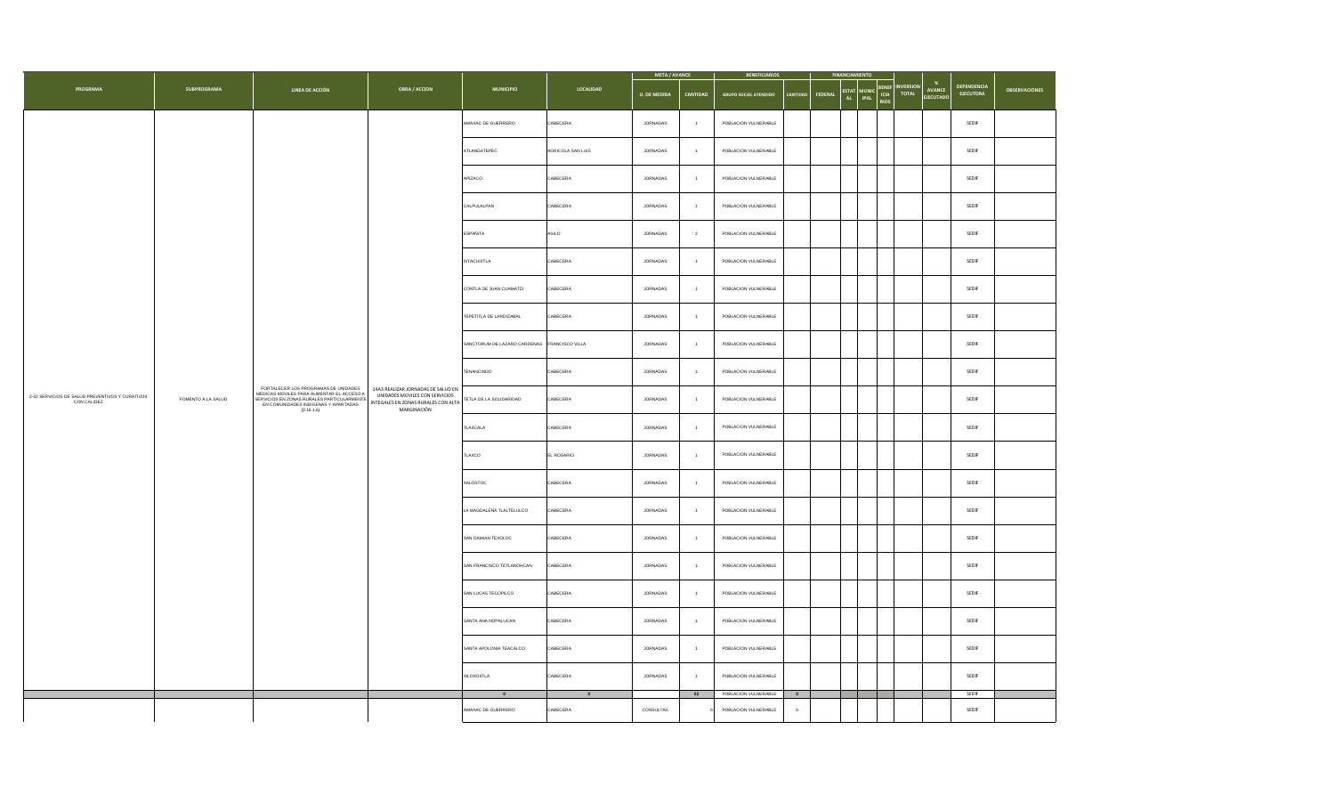| PROGRAMA | SUBPROGRAMA | LINEA DE ACCIÓN | OBRA / ACCION | MUNICIPIO | LOCALIDAD | META / AVANCE | | BENEFICIARIOS | | FINANCIAMIENTO | | | | INVERSION TOTAL | % AVANCE EJECUTADO | DEPENDENCIA EJECUTORA | OBSERVACIONES |
|---|---|---|---|---|---|---|---|---|---|---|---|---|---|---|---|---|---|
| | | | | | | U. DE MEDIDA | CANTIDAD | GRUPO SOCIAL ATENDIDO | CANTIDAD | FEDERAL | ESTATAL | MUNICIPAL | BENEFICIARIOS | | | | |
| 2-02 SERVICIOS DE SALUD PREVENTIVOS Y CURATIVOS CON CALIDEZ | FOMENTO A LA SALUD | FORTALECER LOS PROGRAMAS DE UNIDADES MEDICAS MOVILES PARA AUMENTAR EL ACCESO A SERVICIOS EN ZONAS RURALES PARTICULARMENTE EN COMUNIDADES INDIGENAS Y APARTADAS (2.16.1.6) | 14A3 REALIZAR JORNADAS DE SALUD EN UNIDADES MOVILES CON SERVICIOS INTEGALES EN ZONAS RURALES CON ALTA MARGINACIÓN | AMAXAC DE GUERRERO | CABECERA | JORNADAS | 1 | POBLACION VULNERABLE | | | | | | | | SEDIF | |
| | | | | ATLANGATEPEC | AGRICOLA SAN LUIS | JORNADAS | 1 | POBLACION VULNERABLE | | | | | | | | SEDIF | |
| | | | | APIZACO | CABECERA | JORNADAS | 1 | POBLACION VULNERABLE | | | | | | | | SEDIF | |
| | | | | CALPULALPAN | CABECERA | JORNADAS | 1 | POBLACION VULNERABLE | | | | | | | | SEDIF | |
| | | | | ESPAÑITA | ASILO | JORNADAS | 2 | POBLACION VULNERABLE | | | | | | | | SEDIF | |
| | | | | IXTACUIXTLA | CABECERA | JORNADAS | 1 | POBLACION VULNERABLE | | | | | | | | SEDIF | |
| | | | | CONTLA DE JUAN CUAMATZI | CABECERA | JORNADAS | 1 | POBLACION VULNERABLE | | | | | | | | SEDIF | |
| | | | | TEPETITLA DE LARDIZABAL | CABECERA | JORNADAS | 1 | POBLACION VULNERABLE | | | | | | | | SEDIF | |
| | | | | SANCTORUM DE LAZARO CARDENAS | FRANCISCO VILLA | JORNADAS | 1 | POBLACION VULNERABLE | | | | | | | | SEDIF | |
| | | | | TENANCINGO | CABECERA | JORNADAS | 1 | POBLACION VULNERABLE | | | | | | | | SEDIF | |
| | | | | TETLA DE LA SOLIDARIDAD | CABECERA | JORNADAS | 1 | POBLACION VULNERABLE | | | | | | | | SEDIF | |
| | | | | TLAXCALA | CABECERA | JORNADAS | 1 | POBLACION VULNERABLE | | | | | | | | SEDIF | |
| | | | | TLAXCO | EL ROSARIO | JORNADAS | 1 | POBLACION VULNERABLE | | | | | | | | SEDIF | |
| | | | | XALOSTOC | CABECERA | JORNADAS | 1 | POBLACION VULNERABLE | | | | | | | | SEDIF | |
| | | | | LA MAGDALENA TLALTELULCO | CABECERA | JORNADAS | 1 | POBLACION VULNERABLE | | | | | | | | SEDIF | |
| | | | | SAN DAMIAN TEXOLOC | CABECERA | JORNADAS | 1 | POBLACION VULNERABLE | | | | | | | | SEDIF | |
| | | | | SAN FRANCISCO TETLANOHCAN | CABECERA | JORNADAS | 1 | POBLACION VULNERABLE | | | | | | | | SEDIF | |
| | | | | SAN LUCAS TECOPILCO | CABECERA | JORNADAS | 1 | POBLACION VULNERABLE | | | | | | | | SEDIF | |
| | | | | SANTA ANA NOPALUCAN | CABECERA | JORNADAS | 1 | POBLACION VULNERABLE | | | | | | | | SEDIF | |
| | | | | SANTA APOLONIA TEACALCO | CABECERA | JORNADAS | 1 | POBLACION VULNERABLE | | | | | | | | SEDIF | |
| | | | | XILOXOXTLA | CABECERA | JORNADAS | 1 | POBLACION VULNERABLE | | | | | | | | SEDIF | |
| | | | | 0 | 0 | | 22 | POBLACION VULNERABLE | 0 | | | | | | | SEDIF | |
| | | | | AMAXAC DE GUERRERO | CABECERA | CONSULTAS | 6 | POBLACION VULNERABLE | 6 | | | | | | | SEDIF | |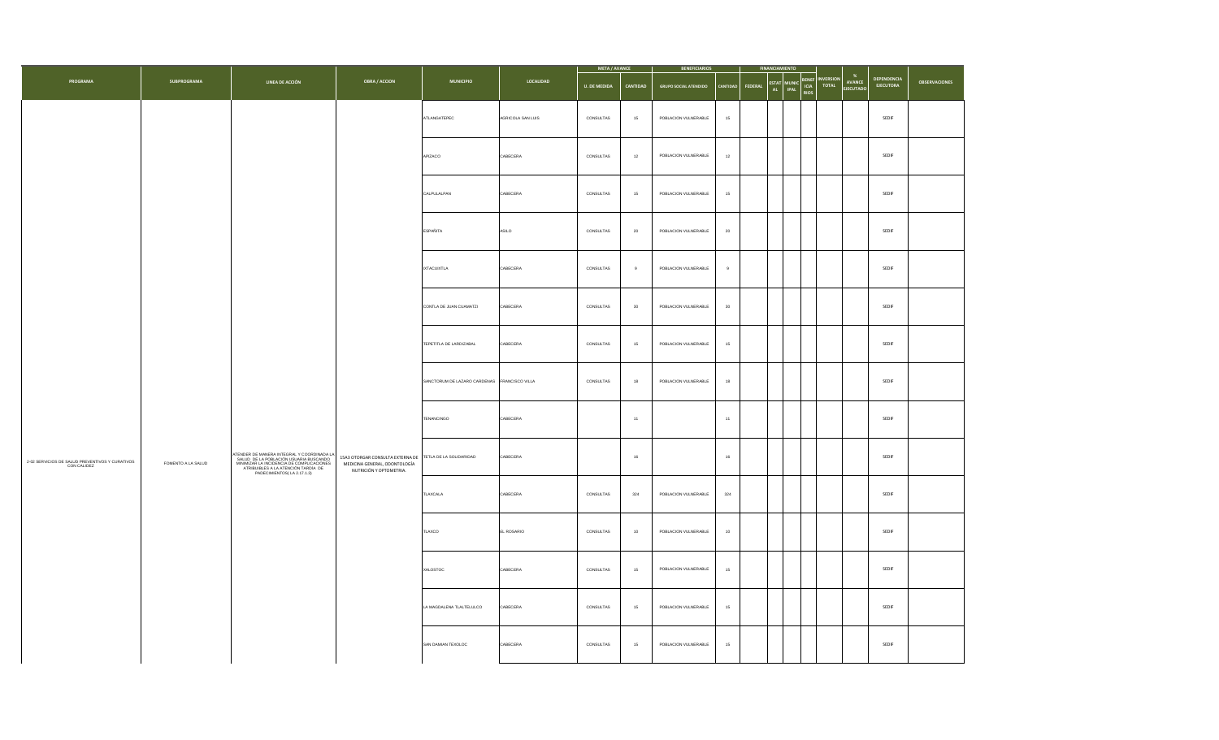| PROGRAMA | SUBPROGRAMA | LINEA DE ACCIÓN | OBRA / ACCION | MUNICIPIO | LOCALIDAD | META / AVANCE | | BENEFICIARIOS | | FINANCIAMIENTO | | | | INVERSION TOTAL | % AVANCE EJECUTADO | DEPENDENCIA EJECUTORA | OBSERVACIONES |
|---|---|---|---|---|---|---|---|---|---|---|---|---|---|---|---|---|---|
| | | | | | | U. DE MEDIDA | CANTIDAD | GRUPO SOCIAL ATENDIDO | CANTIDAD | FEDERAL | ESTATAL | MUNICIPAL | BENEFICIARIOS | | | | |
| 2-02 SERVICIOS DE SALUD PREVENTIVOS Y CURATIVOS CON CALIDEZ | FOMENTO A LA SALUD | ATENDER DE MANERA INTEGRAL Y COORDINADA LA SALUD DE LA POBLACIÓN USUARIA BUSCANDO MINIMIZAR LA INCIDENCIA DE COMPLICACIONES ATRIBUIBLES A LA ATENCIÓN TARDÍA DE PADECIMIENTOS( LA 2.17.1.3) | 1SA3 OTORGAR CONSULTA EXTERNA DE MEDICINA GENERAL, ODONTOLOGÍA NUTRICIÓN Y OPTOMETRIA. | ATLANGATEPEC | AGRICOLA SAN LUIS | CONSULTAS | 15 | POBLACION VULNERABLE | 15 | | | | | | | SEDIF | |
| | | | | APIZACO | CABECERA | CONSULTAS | 12 | POBLACION VULNERABLE | 12 | | | | | | | SEDIF | |
| | | | | CALPULALPAN | CABECERA | CONSULTAS | 15 | POBLACION VULNERABLE | 15 | | | | | | | SEDIF | |
| | | | | ESPAÑITA | ASILO | CONSULTAS | 20 | POBLACION VULNERABLE | 20 | | | | | | | SEDIF | |
| | | | | IXTACUIXTLA | CABECERA | CONSULTAS | 9 | POBLACION VULNERABLE | 9 | | | | | | | SEDIF | |
| | | | | CONTLA DE JUAN CUAMATZI | CABECERA | CONSULTAS | 30 | POBLACION VULNERABLE | 30 | | | | | | | SEDIF | |
| | | | | TEPETITLA DE LARDIZABAL | CABECERA | CONSULTAS | 15 | POBLACION VULNERABLE | 15 | | | | | | | SEDIF | |
| | | | | SANCTORUM DE LAZARO CARDENAS | FRANCISCO VILLA | CONSULTAS | 18 | POBLACION VULNERABLE | 18 | | | | | | | SEDIF | |
| | | | | TENANCINGO | CABECERA | | 11 | | 11 | | | | | | | SEDIF | |
| | | | | TETLA DE LA SOLIDARIDAD | CABECERA | | 16 | | 16 | | | | | | | SEDIF | |
| | | | | TLAXCALA | CABECERA | CONSULTAS | 324 | POBLACION VULNERABLE | 324 | | | | | | | SEDIF | |
| | | | | TLAXCO | EL ROSARIO | CONSULTAS | 10 | POBLACION VULNERABLE | 10 | | | | | | | SEDIF | |
| | | | | XALOSTOC | CABECERA | CONSULTAS | 15 | POBLACION VULNERABLE | 15 | | | | | | | SEDIF | |
| | | | | LA MAGDALENA TLALTELULCO | CABECERA | CONSULTAS | 15 | POBLACION VULNERABLE | 15 | | | | | | | SEDIF | |
| | | | | SAN DAMIAN TEXOLOC | CABECERA | CONSULTAS | 15 | POBLACION VULNERABLE | 15 | | | | | | | SEDIF | |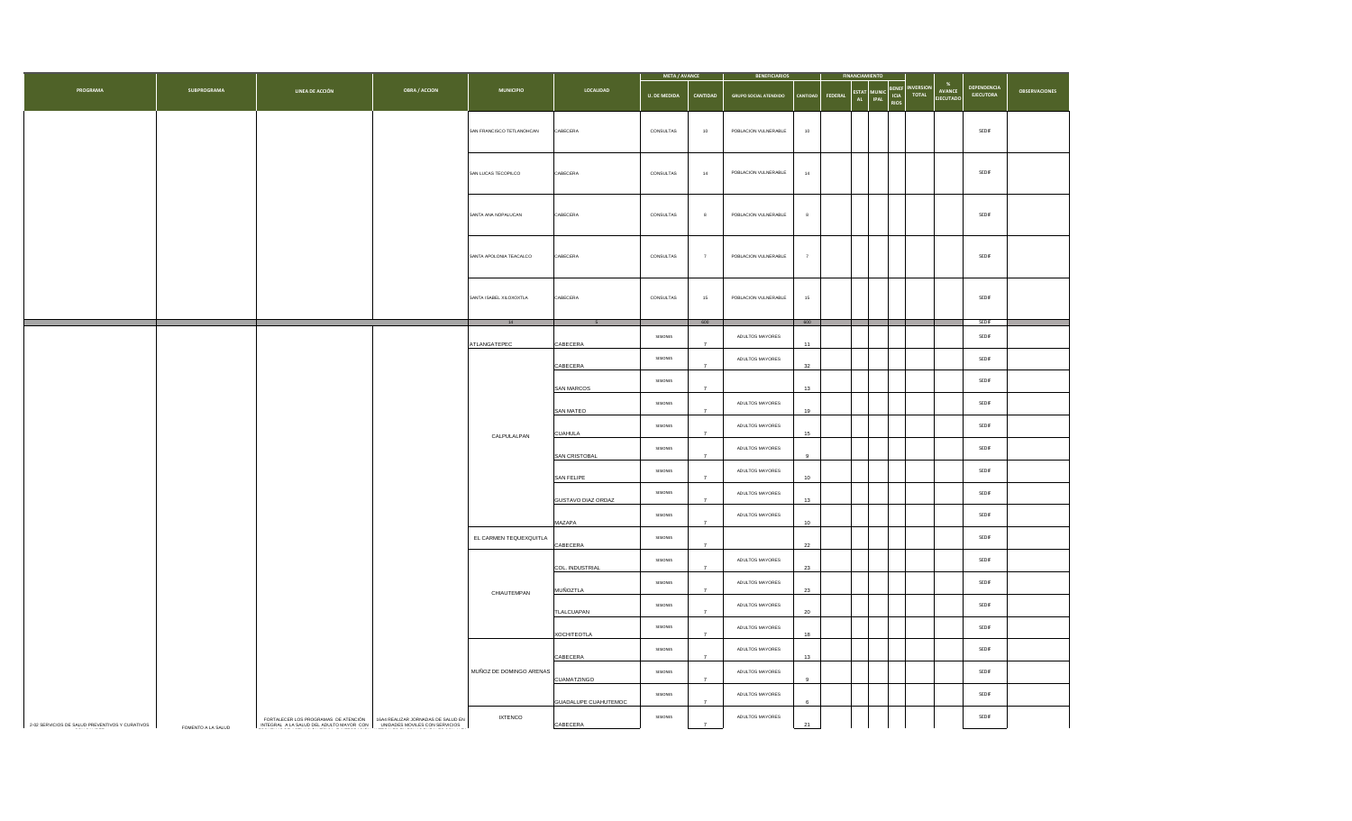| PROGRAMA | SUBPROGRAMA | LINEA DE ACCIÓN | OBRA / ACCION | MUNICIPIO | LOCALIDAD | META / AVANCE | | BENEFICIARIOS | | FINANCIAMIENTO | | | | INVERSION TOTAL | % AVANCE EJECUTADO | DEPENDENCIA EJECUTORA | OBSERVACIONES |
|---|---|---|---|---|---|---|---|---|---|---|---|---|---|---|---|---|---|
| | | | | | | U. DE MEDIDA | CANTIDAD | GRUPO SOCIAL ATENDIDO | CANTIDAD | FEDERAL | ESTATAL | MUNICIPAL | BENEFICIARIOS | | | | |
| | | | | SAN FRANCISCO TETLANOHCAN | CABECERA | CONSULTAS | 10 | POBLACION VULNERABLE | 10 | | | | | | | SEDIF | |
| | | | | SAN LUCAS TECOPILCO | CABECERA | CONSULTAS | 14 | POBLACION VULNERABLE | 14 | | | | | | | SEDIF | |
| | | | | SANTA ANA NOPALUCAN | CABECERA | CONSULTAS | 8 | POBLACION VULNERABLE | 8 | | | | | | | SEDIF | |
| | | | | SANTA APOLONIA TEACALCO | CABECERA | CONSULTAS | 7 | POBLACION VULNERABLE | 7 | | | | | | | SEDIF | |
| | | | | SANTA ISABEL XILOXOXTLA | CABECERA | CONSULTAS | 15 | POBLACION VULNERABLE | 15 | | | | | | | SEDIF | |
| | | | | 14 | 0 | | 600 | | 600 | | | | | | | SEDIF | |
| | | | | ATLANGATEPEC | CABECERA | SESIONES | 7 | ADULTOS MAYORES | 11 | | | | | | | SEDIF | |
| | | | | CALPULALPAN | CABECERA | SESIONES | 7 | ADULTOS MAYORES | 32 | | | | | | | SEDIF | |
| | | | | | SAN MARCOS | SESIONES | 7 | | 13 | | | | | | | SEDIF | |
| | | | | | SAN MATEO | SESIONES | 7 | ADULTOS MAYORES | 19 | | | | | | | SEDIF | |
| | | | | | CUAHULA | SESIONES | 7 | ADULTOS MAYORES | 15 | | | | | | | SEDIF | |
| | | | | | SAN CRISTOBAL | SESIONES | 7 | ADULTOS MAYORES | 9 | | | | | | | SEDIF | |
| | | | | | SAN FELIPE | SESIONES | 7 | ADULTOS MAYORES | 10 | | | | | | | SEDIF | |
| | | | | | GUSTAVO DIAZ ORDAZ | SESIONES | 7 | ADULTOS MAYORES | 13 | | | | | | | SEDIF | |
| | | | | | MAZAPA | SESIONES | 7 | ADULTOS MAYORES | 10 | | | | | | | SEDIF | |
| | | | | EL CARMEN TEQUEXQUITLA | CABECERA | SESIONES | 7 | | 22 | | | | | | | SEDIF | |
| | | | | CHIAUTEMPAN | COL. INDUSTRIAL | SESIONES | 7 | ADULTOS MAYORES | 23 | | | | | | | SEDIF | |
| | | | | | MUÑOZTLA | SESIONES | 7 | ADULTOS MAYORES | 23 | | | | | | | SEDIF | |
| | | | | | TLALCUAPAN | SESIONES | 7 | ADULTOS MAYORES | 20 | | | | | | | SEDIF | |
| | | | | | XOCHITEOTLA | SESIONES | 7 | ADULTOS MAYORES | 18 | | | | | | | SEDIF | |
| | | | | MUÑOZ DE DOMINGO ARENAS | CABECERA | SESIONES | 7 | ADULTOS MAYORES | 13 | | | | | | | SEDIF | |
| | | | | | CUAMATZINGO | SESIONES | 7 | ADULTOS MAYORES | 9 | | | | | | | SEDIF | |
| | | | | | GUADALUPE CUAHUTEMOC | SESIONES | 7 | ADULTOS MAYORES | 6 | | | | | | | SEDIF | |
| 2-02 SERVICIOS DE SALUD PREVENTIVOS Y CURATIVOS | FOMENTO A LA SALUD | FORTALECER LOS PROGRAMAS DE ATENCIÓN INTEGRAL A LA SALUD DEL ADULTO MAYOR CON | 16A) REALIZAR JORNADAS DE SALUD EN UNIDADES MOVILES CON SERVICIOS | IXTENCO | CABECERA | SESIONES | 7 | ADULTOS MAYORES | 21 | | | | | | | SEDIF | |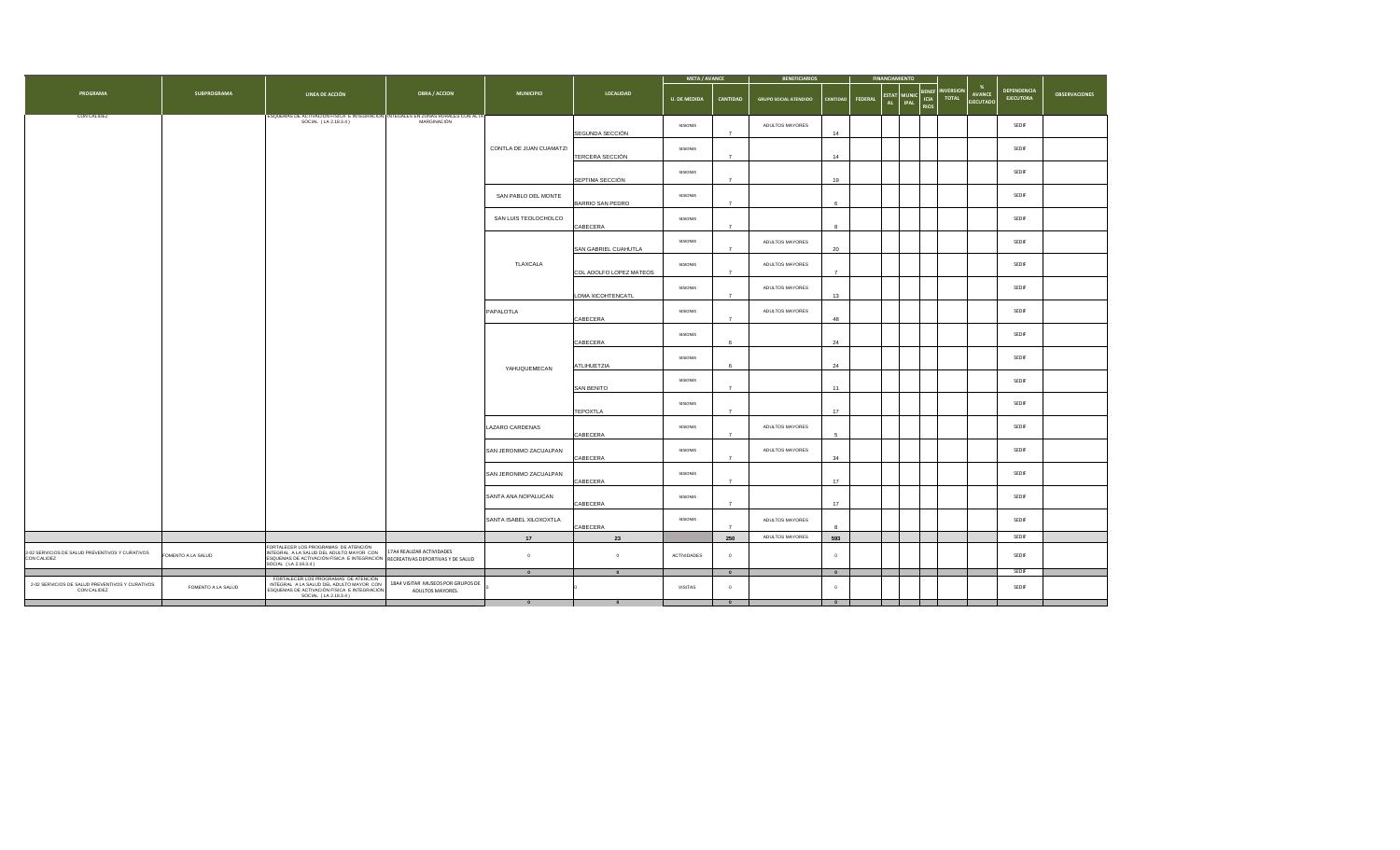| PROGRAMA | SUBPROGRAMA | LINEA DE ACCIÓN | OBRA / ACCION | MUNICIPIO | LOCALIDAD | META / AVANCE | | BENEFICIARIOS | | FINANCIAMIENTO | | | | INVERSION TOTAL | % AVANCE EJECUTADO | DEPENDENCIA EJECUTORA | OBSERVACIONES |
|---|---|---|---|---|---|---|---|---|---|---|---|---|---|---|---|---|---|
| | | | | | | U. DE MEDIDA | CANTIDAD | GRUPO SOCIAL ATENDIDO | CANTIDAD | FEDERAL | ESTATAL | MUNICIPAL | BENEFICIARIOS | | | | |
| CON CALIDEZ | | ESQUEMAS DE ACTIVACIÓN FÍSICA E INTEGRACIÓN SOCIAL (LA 2.18.3.4) | INTEGRALES EN ZONAS RURALES CON ALTA MARGINACIÓN | CONTLA DE JUAN CUAMATZI | SEGUNDA SECCIÓN | SESIONES | 7 | ADULTOS MAYORES | 14 | | | | | | | SEDIF | |
| | | | | | TERCERA SECCIÓN | SESIONES | 7 | | 14 | | | | | | | SEDIF | |
| | | | | | SEPTIMA SECCIÓN | SESIONES | 7 | | 19 | | | | | | | SEDIF | |
| | | | | SAN PABLO DEL MONTE | BARRIO SAN PEDRO | SESIONES | 7 | | 6 | | | | | | | SEDIF | |
| | | | | SAN LUIS TEOLOCHOLCO | CABECERA | SESIONES | 7 | | 8 | | | | | | | SEDIF | |
| | | | | TLAXCALA | SAN GABRIEL CUAHUTLA | SESIONES | 7 | ADULTOS MAYORES | 20 | | | | | | | SEDIF | |
| | | | | | COL ADOLFO LOPEZ MATEOS | SESIONES | 7 | ADULTOS MAYORES | 7 | | | | | | | SEDIF | |
| | | | | | LOMA XICOHTENCATL | SESIONES | 7 | ADULTOS MAYORES | 13 | | | | | | | SEDIF | |
| | | | | PAPALOTLA | CABECERA | SESIONES | 7 | ADULTOS MAYORES | 48 | | | | | | | SEDIF | |
| | | | | YAHUQUEMECAN | CABECERA | SESIONES | 6 | | 24 | | | | | | | SEDIF | |
| | | | | | ATLIHUETZIA | SESIONES | 6 | | 24 | | | | | | | SEDIF | |
| | | | | | SAN BENITO | SESIONES | 7 | | 11 | | | | | | | SEDIF | |
| | | | | | TEPOXTLA | SESIONES | 7 | | 17 | | | | | | | SEDIF | |
| | | | | LAZARO CARDENAS | CABECERA | SESIONES | 7 | ADULTOS MAYORES | 5 | | | | | | | SEDIF | |
| | | | | SAN JERONIMO ZACUALPAN | CABECERA | SESIONES | 7 | ADULTOS MAYORES | 34 | | | | | | | SEDIF | |
| | | | | SAN JERONIMO ZACUALPAN | CABECERA | SESIONES | 7 | | 17 | | | | | | | SEDIF | |
| | | | | SANTA ANA NOPALUCAN | CABECERA | SESIONES | 7 | | 17 | | | | | | | SEDIF | |
| | | | | SANTA ISABEL XILOXOXTLA | CABECERA | SESIONES | 7 | ADULTOS MAYORES | 8 | | | | | | | SEDIF | |
| | | | | 17 | 23 | | 250 | ADULTOS MAYORES | 593 | | | | | | | SEDIF | |
| 2-02 SERVICIOS DE SALUD PREVENTIVOS Y CURATIVOS CON CALIDEZ | FOMENTO A LA SALUD | FORTALECER LOS PROGRAMAS DE ATENCIÓN INTEGRAL A LA SALUD DEL ADULTO MAYOR CON ESQUEMAS DE ACTIVACIÓN FÍSICA E INTEGRACIÓN SOCIAL (LA 2.18.3.4) | 17A4 REALIZAR ACTIVIDADES RECREATIVAS DEPORTIVAS Y DE SALUD | 0 | 0 | ACTIVIDADES | 0 | | 0 | | | | | | | SEDIF | |
| | | | | 0 | 0 | | 0 | | 0 | | | | | | | SEDIF | |
| 2-02 SERVICIOS DE SALUD PREVENTIVOS Y CURATIVOS CON CALIDEZ | FOMENTO A LA SALUD | FORTALECER LOS PROGRAMAS DE ATENCIÓN INTEGRAL A LA SALUD DEL ADULTO MAYOR CON ESQUEMAS DE ACTIVACIÓN FÍSICA E INTEGRACIÓN SOCIAL (LA 2.18.3.4) | 18A4 VISITAR MUSEOS POR GRUPOS DE ADULTOS MAYORES. | 0 | 0 | VISITAS | 0 | | 0 | | | | | | | SEDIF | |
| | | | | 0 | 0 | | 0 | | 0 | | | | | | | | |